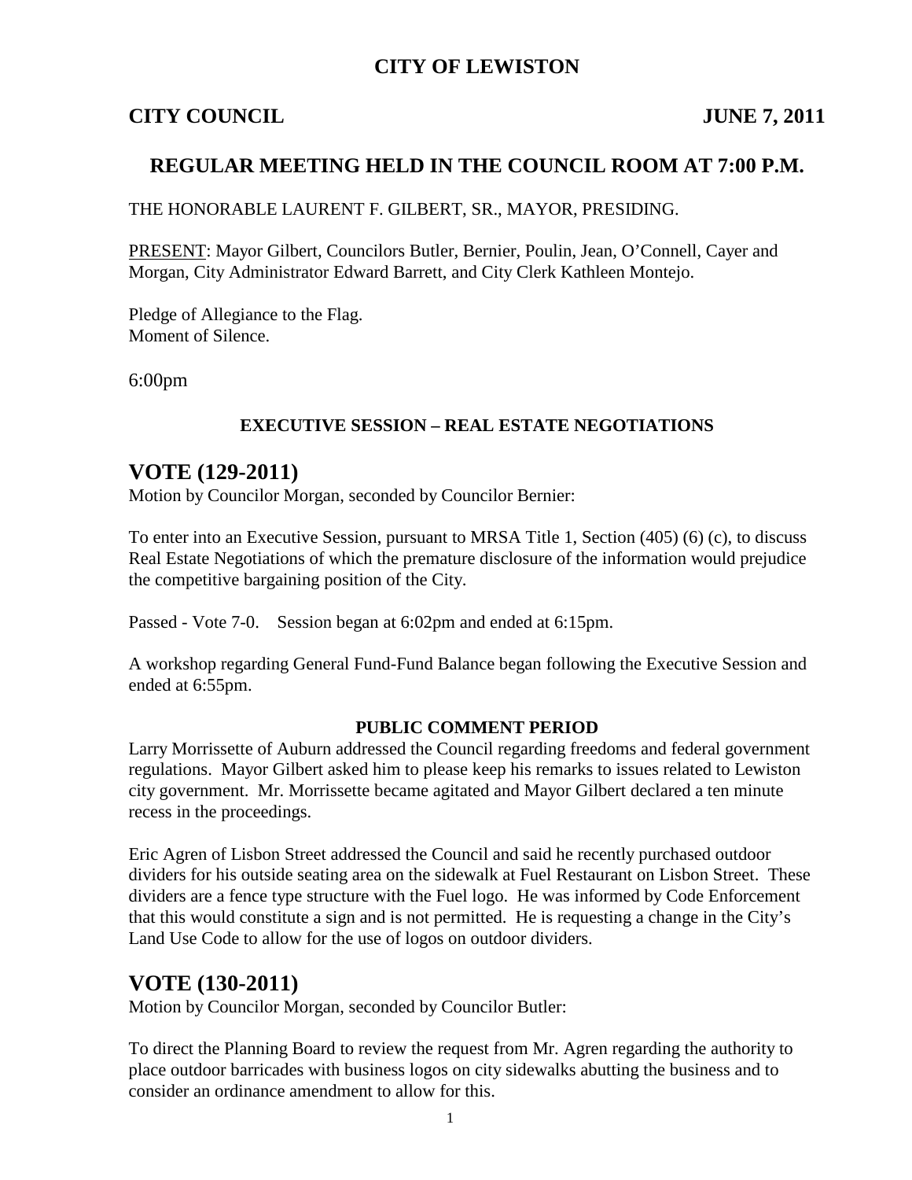# CITY OF LEWISTON

**CITY COUNCIL** **JUNE 7, 2011**

## REGULAR MEETING HELD IN THE COUNCIL ROOM AT 7:00 P.M.

THE HONORABLE LAURENT F. GILBERT, SR., MAYOR, PRESIDING.

PRESENT: Mayor Gilbert, Councilors Butler, Bernier, Poulin, Jean, O'Connell, Cayer and Morgan, City Administrator Edward Barrett, and City Clerk Kathleen Montejo.

Pledge of Allegiance to the Flag.
Moment of Silence.

6:00pm

**EXECUTIVE SESSION – REAL ESTATE NEGOTIATIONS**

# VOTE (129-2011)

Motion by Councilor Morgan, seconded by Councilor Bernier:

To enter into an Executive Session, pursuant to MRSA Title 1, Section (405) (6) (c), to discuss Real Estate Negotiations of which the premature disclosure of the information would prejudice the competitive bargaining position of the City.

Passed - Vote 7-0. Session began at 6:02pm and ended at 6:15pm.

A workshop regarding General Fund-Fund Balance began following the Executive Session and ended at 6:55pm.

**PUBLIC COMMENT PERIOD**

Larry Morrissette of Auburn addressed the Council regarding freedoms and federal government regulations. Mayor Gilbert asked him to please keep his remarks to issues related to Lewiston city government. Mr. Morrissette became agitated and Mayor Gilbert declared a ten minute recess in the proceedings.

Eric Agren of Lisbon Street addressed the Council and said he recently purchased outdoor dividers for his outside seating area on the sidewalk at Fuel Restaurant on Lisbon Street. These dividers are a fence type structure with the Fuel logo. He was informed by Code Enforcement that this would constitute a sign and is not permitted. He is requesting a change in the City's Land Use Code to allow for the use of logos on outdoor dividers.

# VOTE (130-2011)

Motion by Councilor Morgan, seconded by Councilor Butler:

To direct the Planning Board to review the request from Mr. Agren regarding the authority to place outdoor barricades with business logos on city sidewalks abutting the business and to consider an ordinance amendment to allow for this.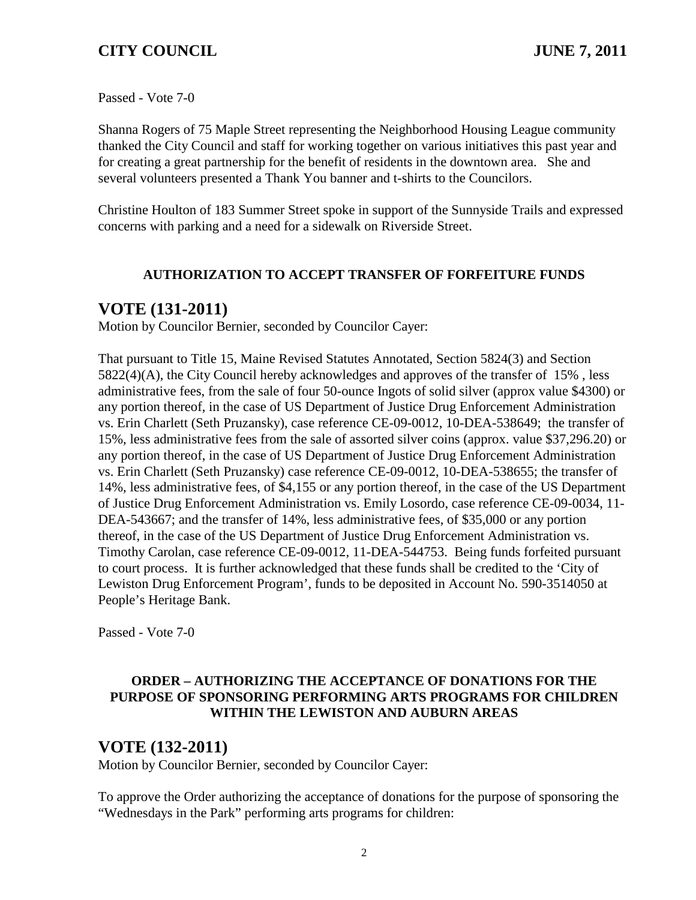Passed - Vote 7-0

Shanna Rogers of 75 Maple Street representing the Neighborhood Housing League community thanked the City Council and staff for working together on various initiatives this past year and for creating a great partnership for the benefit of residents in the downtown area. She and several volunteers presented a Thank You banner and t-shirts to the Councilors.

Christine Houlton of 183 Summer Street spoke in support of the Sunnyside Trails and expressed concerns with parking and a need for a sidewalk on Riverside Street.

**AUTHORIZATION TO ACCEPT TRANSFER OF FORFEITURE FUNDS**

## VOTE (131-2011)

Motion by Councilor Bernier, seconded by Councilor Cayer:

That pursuant to Title 15, Maine Revised Statutes Annotated, Section 5824(3) and Section 5822(4)(A), the City Council hereby acknowledges and approves of the transfer of 15% , less administrative fees, from the sale of four 50-ounce Ingots of solid silver (approx value $4300) or any portion thereof, in the case of US Department of Justice Drug Enforcement Administration vs. Erin Charlett (Seth Pruzansky), case reference CE-09-0012, 10-DEA-538649; the transfer of 15%, less administrative fees from the sale of assorted silver coins (approx. value $37,296.20) or any portion thereof, in the case of US Department of Justice Drug Enforcement Administration vs. Erin Charlett (Seth Pruzansky) case reference CE-09-0012, 10-DEA-538655; the transfer of 14%, less administrative fees, of $4,155 or any portion thereof, in the case of the US Department of Justice Drug Enforcement Administration vs. Emily Losordo, case reference CE-09-0034, 11-DEA-543667; and the transfer of 14%, less administrative fees, of $35,000 or any portion thereof, in the case of the US Department of Justice Drug Enforcement Administration vs. Timothy Carolan, case reference CE-09-0012, 11-DEA-544753. Being funds forfeited pursuant to court process. It is further acknowledged that these funds shall be credited to the 'City of Lewiston Drug Enforcement Program', funds to be deposited in Account No. 590-3514050 at People's Heritage Bank.

Passed - Vote 7-0

**ORDER – AUTHORIZING THE ACCEPTANCE OF DONATIONS FOR THE PURPOSE OF SPONSORING PERFORMING ARTS PROGRAMS FOR CHILDREN WITHIN THE LEWISTON AND AUBURN AREAS**

## VOTE (132-2011)

Motion by Councilor Bernier, seconded by Councilor Cayer:

To approve the Order authorizing the acceptance of donations for the purpose of sponsoring the "Wednesdays in the Park" performing arts programs for children: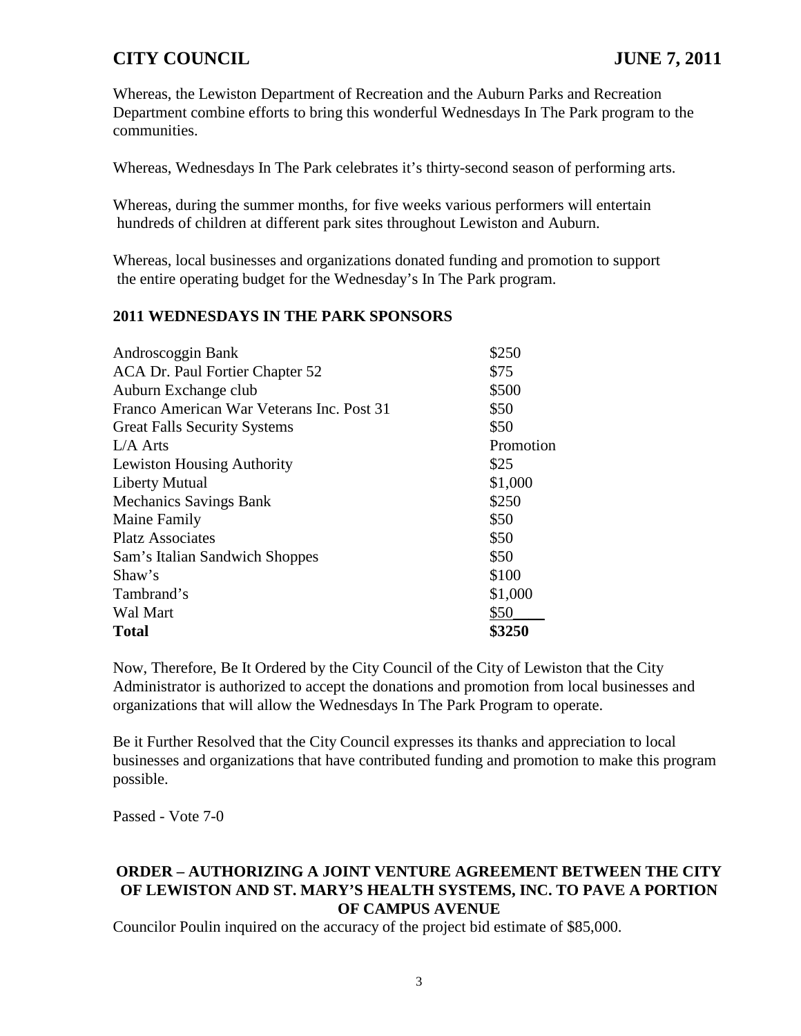Whereas, the Lewiston Department of Recreation and the Auburn Parks and Recreation Department combine efforts to bring this wonderful Wednesdays In The Park program to the communities.

Whereas, Wednesdays In The Park celebrates it's thirty-second season of performing arts.

Whereas, during the summer months, for five weeks various performers will entertain hundreds of children at different park sites throughout Lewiston and Auburn.

Whereas, local businesses and organizations donated funding and promotion to support the entire operating budget for the Wednesday's In The Park program.

**2011 WEDNESDAYS IN THE PARK SPONSORS**

| Sponsor | Amount |
|---|---|
| Androscoggin Bank | $250 |
| ACA Dr. Paul Fortier Chapter 52 | $75 |
| Auburn Exchange club | $500 |
| Franco American War Veterans Inc. Post 31 | $50 |
| Great Falls Security Systems | $50 |
| L/A Arts | Promotion |
| Lewiston Housing Authority | $25 |
| Liberty Mutual | $1,000 |
| Mechanics Savings Bank | $250 |
| Maine Family | $50 |
| Platz Associates | $50 |
| Sam's Italian Sandwich Shoppes | $50 |
| Shaw's | $100 |
| Tambrand's | $1,000 |
| Wal Mart | $50 |
| **Total** | **$3250** |

Now, Therefore, Be It Ordered by the City Council of the City of Lewiston that the City Administrator is authorized to accept the donations and promotion from local businesses and organizations that will allow the Wednesdays In The Park Program to operate.

Be it Further Resolved that the City Council expresses its thanks and appreciation to local businesses and organizations that have contributed funding and promotion to make this program possible.

Passed - Vote 7-0

**ORDER – AUTHORIZING A JOINT VENTURE AGREEMENT BETWEEN THE CITY OF LEWISTON AND ST. MARY'S HEALTH SYSTEMS, INC. TO PAVE A PORTION OF CAMPUS AVENUE**

Councilor Poulin inquired on the accuracy of the project bid estimate of $85,000.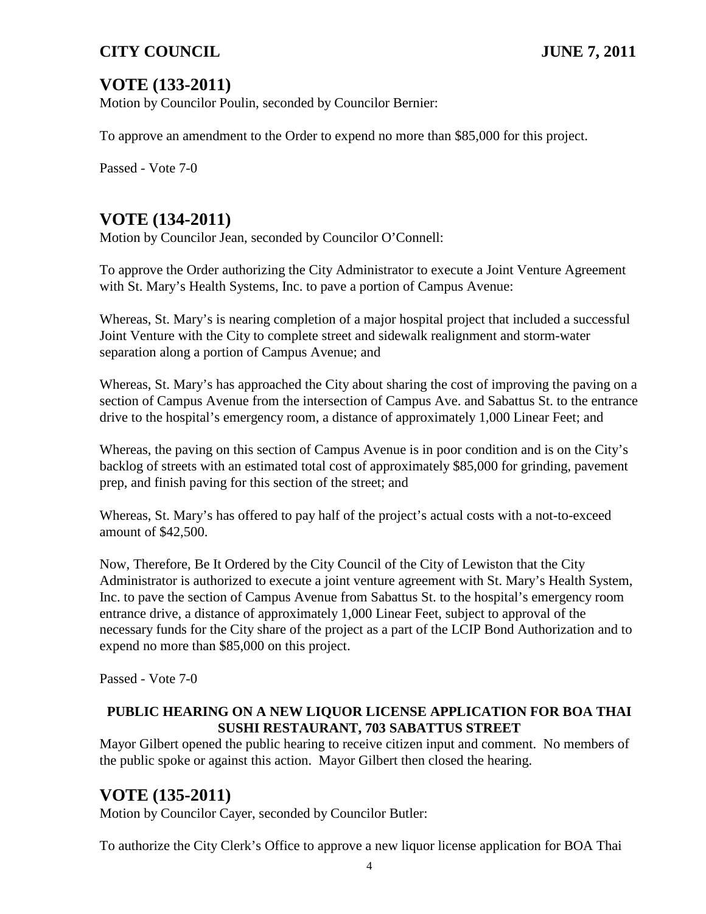## VOTE (133-2011)

Motion by Councilor Poulin, seconded by Councilor Bernier:

To approve an amendment to the Order to expend no more than $85,000 for this project.

Passed - Vote 7-0

## VOTE (134-2011)

Motion by Councilor Jean, seconded by Councilor O'Connell:

To approve the Order authorizing the City Administrator to execute a Joint Venture Agreement with St. Mary's Health Systems, Inc. to pave a portion of Campus Avenue:

Whereas, St. Mary's is nearing completion of a major hospital project that included a successful Joint Venture with the City to complete street and sidewalk realignment and storm-water separation along a portion of Campus Avenue; and

Whereas, St. Mary's has approached the City about sharing the cost of improving the paving on a section of Campus Avenue from the intersection of Campus Ave. and Sabattus St. to the entrance drive to the hospital's emergency room, a distance of approximately 1,000 Linear Feet; and

Whereas, the paving on this section of Campus Avenue is in poor condition and is on the City's backlog of streets with an estimated total cost of approximately $85,000 for grinding, pavement prep, and finish paving for this section of the street; and

Whereas, St. Mary's has offered to pay half of the project's actual costs with a not-to-exceed amount of $42,500.

Now, Therefore, Be It Ordered by the City Council of the City of Lewiston that the City Administrator is authorized to execute a joint venture agreement with St. Mary's Health System, Inc. to pave the section of Campus Avenue from Sabattus St. to the hospital's emergency room entrance drive, a distance of approximately 1,000 Linear Feet, subject to approval of the necessary funds for the City share of the project as a part of the LCIP Bond Authorization and to expend no more than $85,000 on this project.

Passed - Vote 7-0

**PUBLIC HEARING ON A NEW LIQUOR LICENSE APPLICATION FOR BOA THAI SUSHI RESTAURANT, 703 SABATTUS STREET**

Mayor Gilbert opened the public hearing to receive citizen input and comment. No members of the public spoke or against this action. Mayor Gilbert then closed the hearing.

## VOTE (135-2011)

Motion by Councilor Cayer, seconded by Councilor Butler:

To authorize the City Clerk's Office to approve a new liquor license application for BOA Thai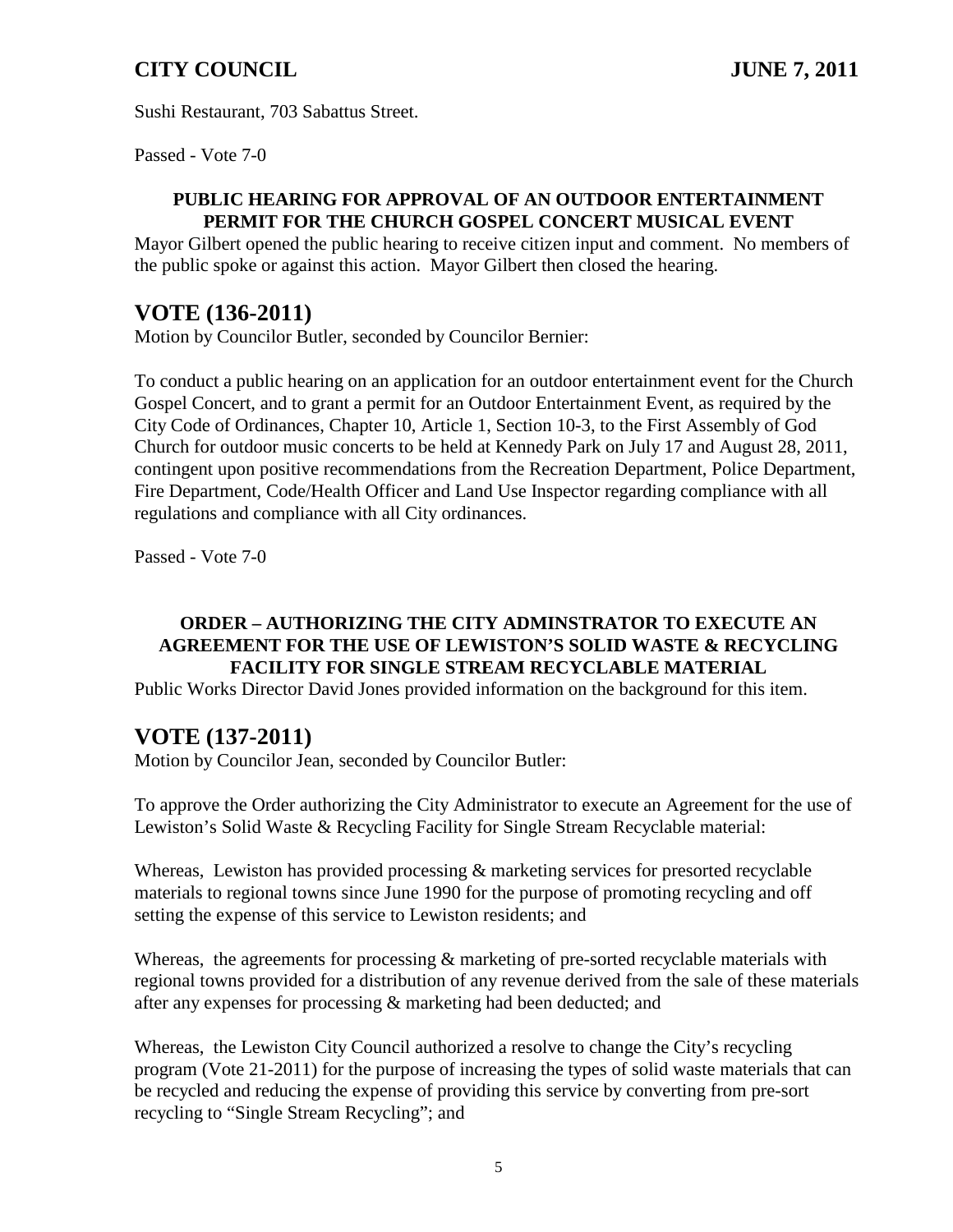Sushi Restaurant, 703 Sabattus Street.

Passed - Vote 7-0

**PUBLIC HEARING FOR APPROVAL OF AN OUTDOOR ENTERTAINMENT PERMIT FOR THE CHURCH GOSPEL CONCERT MUSICAL EVENT**

Mayor Gilbert opened the public hearing to receive citizen input and comment. No members of the public spoke or against this action. Mayor Gilbert then closed the hearing.

## VOTE (136-2011)

Motion by Councilor Butler, seconded by Councilor Bernier:

To conduct a public hearing on an application for an outdoor entertainment event for the Church Gospel Concert, and to grant a permit for an Outdoor Entertainment Event, as required by the City Code of Ordinances, Chapter 10, Article 1, Section 10-3, to the First Assembly of God Church for outdoor music concerts to be held at Kennedy Park on July 17 and August 28, 2011, contingent upon positive recommendations from the Recreation Department, Police Department, Fire Department, Code/Health Officer and Land Use Inspector regarding compliance with all regulations and compliance with all City ordinances.

Passed - Vote 7-0

**ORDER – AUTHORIZING THE CITY ADMINSTRATOR TO EXECUTE AN AGREEMENT FOR THE USE OF LEWISTON'S SOLID WASTE & RECYCLING FACILITY FOR SINGLE STREAM RECYCLABLE MATERIAL**

Public Works Director David Jones provided information on the background for this item.

## VOTE (137-2011)

Motion by Councilor Jean, seconded by Councilor Butler:

To approve the Order authorizing the City Administrator to execute an Agreement for the use of Lewiston's Solid Waste & Recycling Facility for Single Stream Recyclable material:

Whereas, Lewiston has provided processing & marketing services for presorted recyclable materials to regional towns since June 1990 for the purpose of promoting recycling and off setting the expense of this service to Lewiston residents; and

Whereas, the agreements for processing & marketing of pre-sorted recyclable materials with regional towns provided for a distribution of any revenue derived from the sale of these materials after any expenses for processing & marketing had been deducted; and

Whereas, the Lewiston City Council authorized a resolve to change the City's recycling program (Vote 21-2011) for the purpose of increasing the types of solid waste materials that can be recycled and reducing the expense of providing this service by converting from pre-sort recycling to "Single Stream Recycling"; and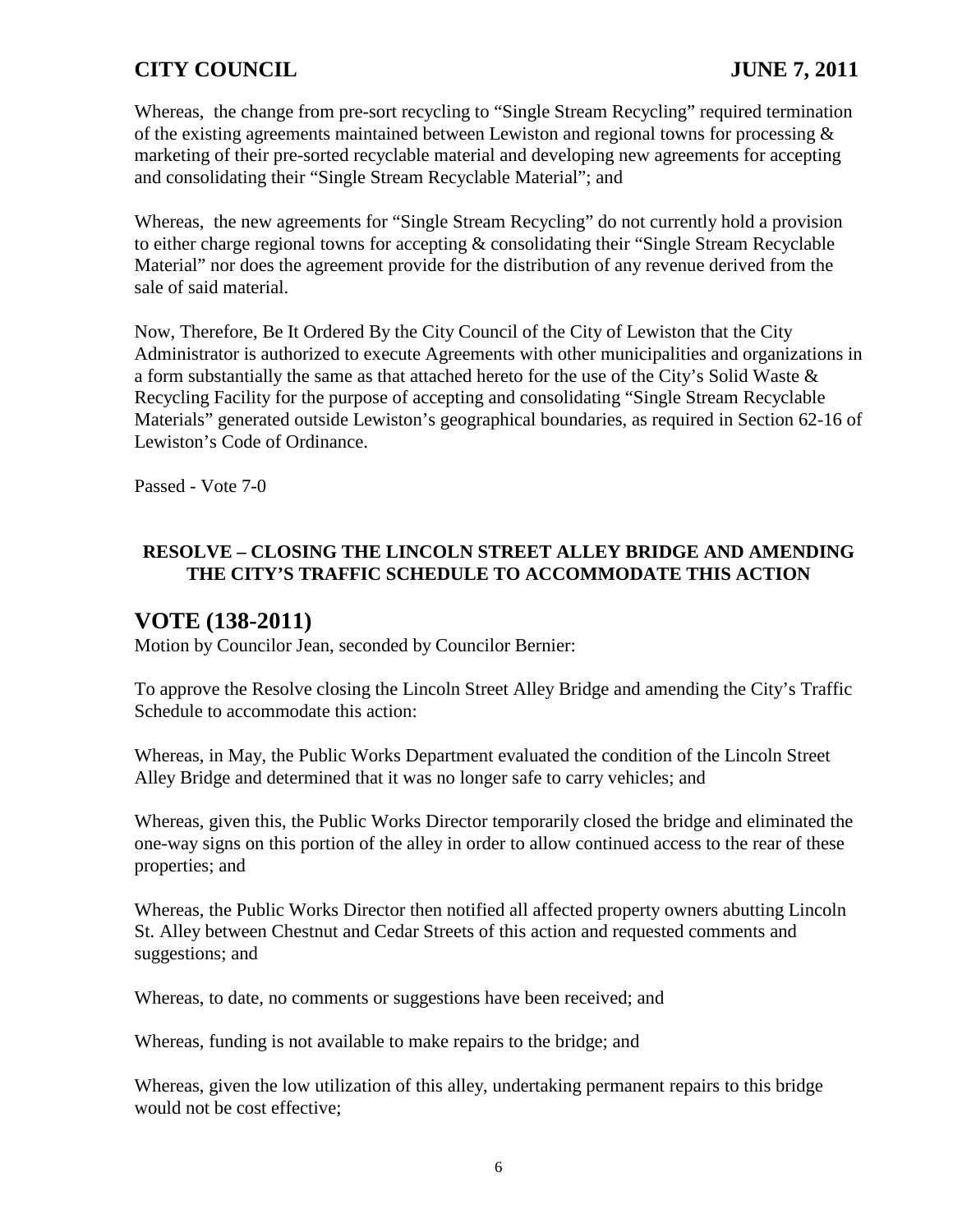Whereas, the change from pre-sort recycling to "Single Stream Recycling" required termination of the existing agreements maintained between Lewiston and regional towns for processing & marketing of their pre-sorted recyclable material and developing new agreements for accepting and consolidating their "Single Stream Recyclable Material"; and

Whereas, the new agreements for "Single Stream Recycling" do not currently hold a provision to either charge regional towns for accepting & consolidating their "Single Stream Recyclable Material" nor does the agreement provide for the distribution of any revenue derived from the sale of said material.

Now, Therefore, Be It Ordered By the City Council of the City of Lewiston that the City Administrator is authorized to execute Agreements with other municipalities and organizations in a form substantially the same as that attached hereto for the use of the City's Solid Waste & Recycling Facility for the purpose of accepting and consolidating "Single Stream Recyclable Materials" generated outside Lewiston's geographical boundaries, as required in Section 62-16 of Lewiston's Code of Ordinance.

Passed - Vote 7-0

**RESOLVE – CLOSING THE LINCOLN STREET ALLEY BRIDGE AND AMENDING THE CITY'S TRAFFIC SCHEDULE TO ACCOMMODATE THIS ACTION**

## VOTE (138-2011)

Motion by Councilor Jean, seconded by Councilor Bernier:

To approve the Resolve closing the Lincoln Street Alley Bridge and amending the City's Traffic Schedule to accommodate this action:

Whereas, in May, the Public Works Department evaluated the condition of the Lincoln Street Alley Bridge and determined that it was no longer safe to carry vehicles; and

Whereas, given this, the Public Works Director temporarily closed the bridge and eliminated the one-way signs on this portion of the alley in order to allow continued access to the rear of these properties; and

Whereas, the Public Works Director then notified all affected property owners abutting Lincoln St. Alley between Chestnut and Cedar Streets of this action and requested comments and suggestions; and

Whereas, to date, no comments or suggestions have been received; and

Whereas, funding is not available to make repairs to the bridge; and

Whereas, given the low utilization of this alley, undertaking permanent repairs to this bridge would not be cost effective;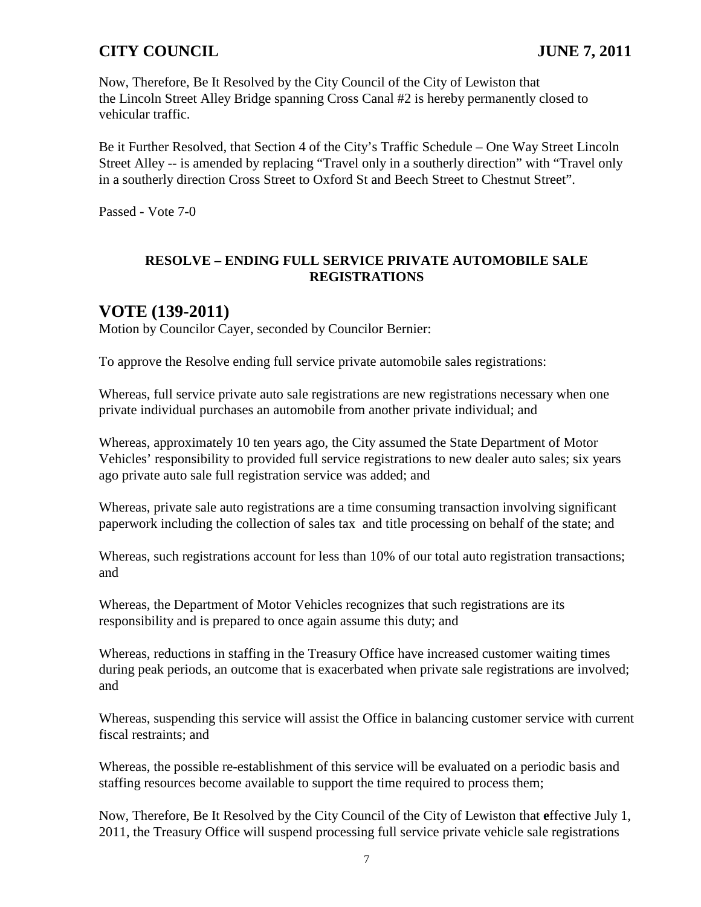Now, Therefore, Be It Resolved by the City Council of the City of Lewiston that the Lincoln Street Alley Bridge spanning Cross Canal #2 is hereby permanently closed to vehicular traffic.

Be it Further Resolved, that Section 4 of the City's Traffic Schedule – One Way Street Lincoln Street Alley -- is amended by replacing "Travel only in a southerly direction" with "Travel only in a southerly direction Cross Street to Oxford St and Beech Street to Chestnut Street".

Passed - Vote 7-0

### RESOLVE – ENDING FULL SERVICE PRIVATE AUTOMOBILE SALE REGISTRATIONS

## VOTE (139-2011)

Motion by Councilor Cayer, seconded by Councilor Bernier:

To approve the Resolve ending full service private automobile sales registrations:

Whereas, full service private auto sale registrations are new registrations necessary when one private individual purchases an automobile from another private individual; and

Whereas, approximately 10 ten years ago, the City assumed the State Department of Motor Vehicles' responsibility to provided full service registrations to new dealer auto sales; six years ago private auto sale full registration service was added; and

Whereas, private sale auto registrations are a time consuming transaction involving significant paperwork including the collection of sales tax and title processing on behalf of the state; and

Whereas, such registrations account for less than 10% of our total auto registration transactions; and

Whereas, the Department of Motor Vehicles recognizes that such registrations are its responsibility and is prepared to once again assume this duty; and

Whereas, reductions in staffing in the Treasury Office have increased customer waiting times during peak periods, an outcome that is exacerbated when private sale registrations are involved; and

Whereas, suspending this service will assist the Office in balancing customer service with current fiscal restraints; and

Whereas, the possible re-establishment of this service will be evaluated on a periodic basis and staffing resources become available to support the time required to process them;

Now, Therefore, Be It Resolved by the City Council of the City of Lewiston that **e**ffective July 1, 2011, the Treasury Office will suspend processing full service private vehicle sale registrations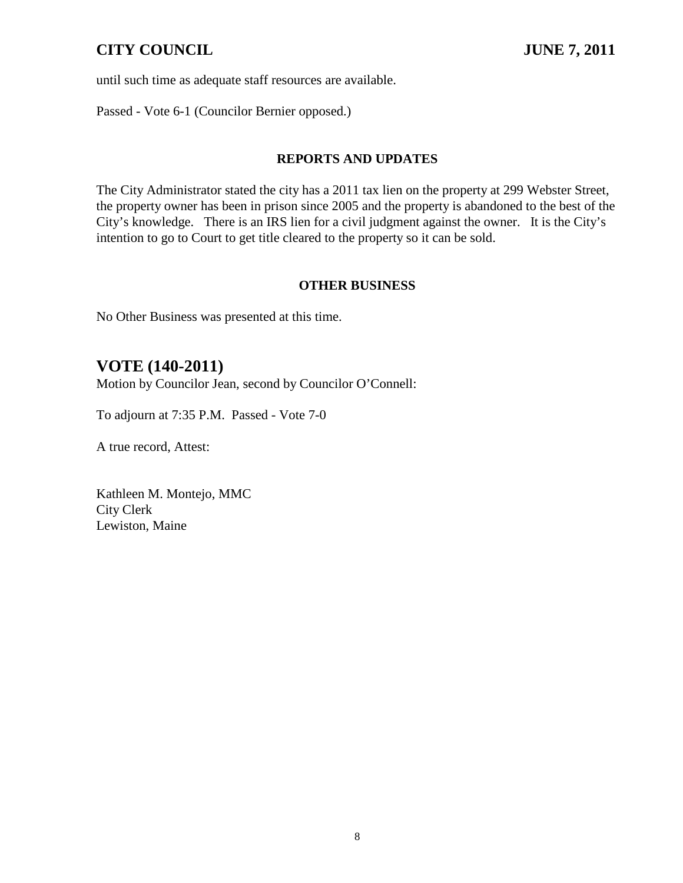until such time as adequate staff resources are available.

Passed - Vote 6-1 (Councilor Bernier opposed.)

**REPORTS AND UPDATES**

The City Administrator stated the city has a 2011 tax lien on the property at 299 Webster Street, the property owner has been in prison since 2005 and the property is abandoned to the best of the City's knowledge. There is an IRS lien for a civil judgment against the owner. It is the City's intention to go to Court to get title cleared to the property so it can be sold.

**OTHER BUSINESS**

No Other Business was presented at this time.

## VOTE (140-2011)

Motion by Councilor Jean, second by Councilor O'Connell:

To adjourn at 7:35 P.M. Passed - Vote 7-0

A true record, Attest:

Kathleen M. Montejo, MMC
City Clerk
Lewiston, Maine